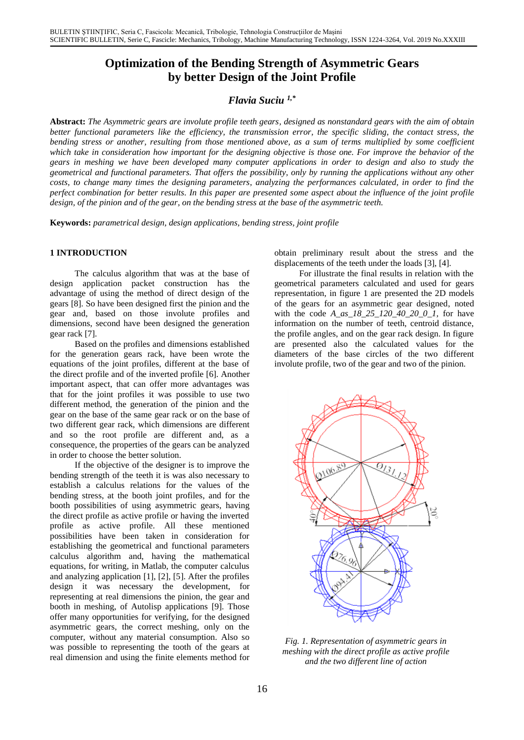# Optimization of the Bending Strength of Asymmetric Gears by better Design of the Joint Profile

***Flavia Suciu* [1,*]**

**Abstract:** *The Asymmetric gears are involute profile teeth gears, designed as nonstandard gears with the aim of obtain better functional parameters like the efficiency, the transmission error, the specific sliding, the contact stress, the bending stress or another, resulting from those mentioned above, as a sum of terms multiplied by some coefficient which take in consideration how important for the designing objective is those one. For improve the behavior of the gears in meshing we have been developed many computer applications in order to design and also to study the geometrical and functional parameters. That offers the possibility, only by running the applications without any other costs, to change many times the designing parameters, analyzing the performances calculated, in order to find the perfect combination for better results. In this paper are presented some aspect about the influence of the joint profile design, of the pinion and of the gear, on the bending stress at the base of the asymmetric teeth.*

**Keywords:** *parametrical design, design applications, bending stress, joint profile*

## 1 INTRODUCTION

The calculus algorithm that was at the base of design application packet construction has the advantage of using the method of direct design of the gears [8]. So have been designed first the pinion and the gear and, based on those involute profiles and dimensions, second have been designed the generation gear rack [7].

Based on the profiles and dimensions established for the generation gears rack, have been wrote the equations of the joint profiles, different at the base of the direct profile and of the inverted profile [6]. Another important aspect, that can offer more advantages was that for the joint profiles it was possible to use two different method, the generation of the pinion and the gear on the base of the same gear rack or on the base of two different gear rack, which dimensions are different and so the root profile are different and, as a consequence, the properties of the gears can be analyzed in order to choose the better solution.

If the objective of the designer is to improve the bending strength of the teeth it is was also necessary to establish a calculus relations for the values of the bending stress, at the booth joint profiles, and for the booth possibilities of using asymmetric gears, having the direct profile as active profile or having the inverted profile as active profile. All these mentioned possibilities have been taken in consideration for establishing the geometrical and functional parameters calculus algorithm and, having the mathematical equations, for writing, in Matlab, the computer calculus and analyzing application [1], [2], [5]. After the profiles design it was necessary the development, for representing at real dimensions the pinion, the gear and booth in meshing, of Autolisp applications [9]. Those offer many opportunities for verifying, for the designed asymmetric gears, the correct meshing, only on the computer, without any material consumption. Also so was possible to representing the tooth of the gears at real dimension and using the finite elements method for obtain preliminary result about the stress and the displacements of the teeth under the loads [3], [4].

For illustrate the final results in relation with the geometrical parameters calculated and used for gears representation, in figure 1 are presented the 2D models of the gears for an asymmetric gear designed, noted with the code *A_as_18_25_120_40_20_0_1*, for have information on the number of teeth, centroid distance, the profile angles, and on the gear rack design. In figure are presented also the calculated values for the diameters of the base circles of the two different involute profile, two of the gear and two of the pinion.

*Fig. 1. Representation of asymmetric gears in meshing with the direct profile as active profile and the two different line of action*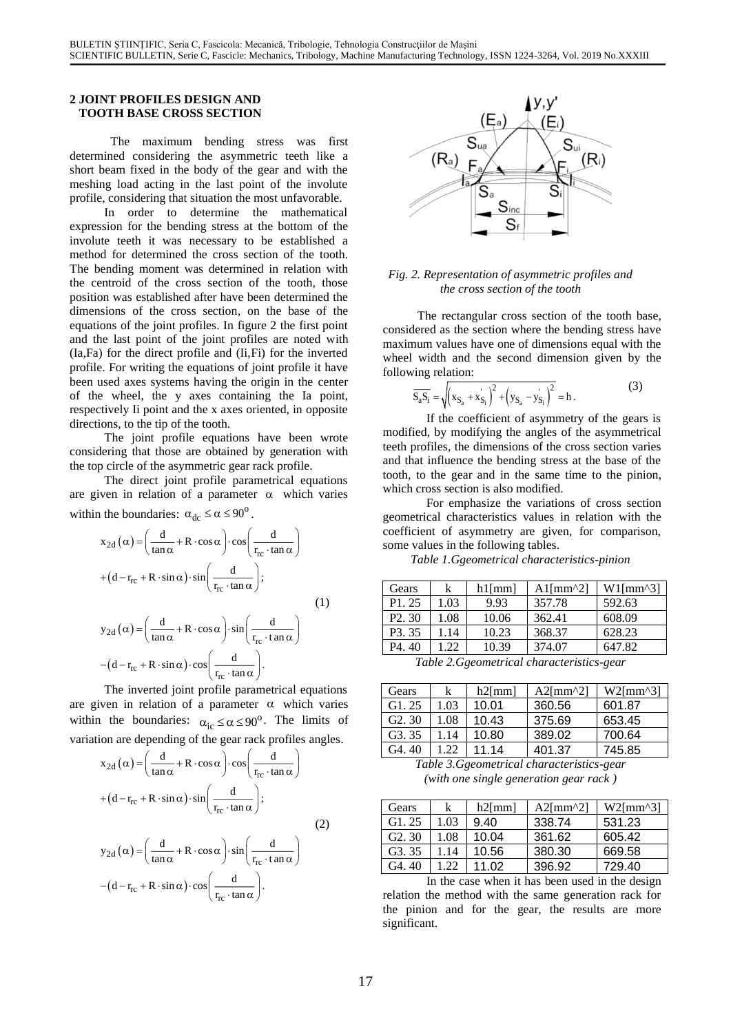## 2 JOINT PROFILES DESIGN AND TOOTH BASE CROSS SECTION

The maximum bending stress was first determined considering the asymmetric teeth like a short beam fixed in the body of the gear and with the meshing load acting in the last point of the involute profile, considering that situation the most unfavorable.

In order to determine the mathematical expression for the bending stress at the bottom of the involute teeth it was necessary to be established a method for determined the cross section of the tooth. The bending moment was determined in relation with the centroid of the cross section of the tooth, those position was established after have been determined the dimensions of the cross section, on the base of the equations of the joint profiles. In figure 2 the first point and the last point of the joint profiles are noted with (Ia,Fa) for the direct profile and (Ii,Fi) for the inverted profile. For writing the equations of joint profile it have been used axes systems having the origin in the center of the wheel, the y axes containing the Ia point, respectively Ii point and the x axes oriented, in opposite directions, to the tip of the tooth.

The joint profile equations have been wrote considering that those are obtained by generation with the top circle of the asymmetric gear rack profile.

The direct joint profile parametrical equations are given in relation of a parameter $\alpha$ which varies within the boundaries: $\alpha_{dc} \le \alpha \le 90^{o}$.

$$x_{2d}(\alpha) = \left(\frac{d}{\tan\alpha} + R\cdot\cos\alpha\right)\cdot\cos\left(\frac{d}{r_{rc}\cdot\tan\alpha}\right) + \left(d - r_{rc} + R\cdot\sin\alpha\right)\cdot\sin\left(\frac{d}{r_{rc}\cdot\tan\alpha}\right);$$

$$y_{2d}(\alpha) = \left(\frac{d}{\tan\alpha} + R\cdot\cos\alpha\right)\cdot\sin\left(\frac{d}{r_{rc}\cdot\tan\alpha}\right) - \left(d - r_{rc} + R\cdot\sin\alpha\right)\cdot\cos\left(\frac{d}{r_{rc}\cdot\tan\alpha}\right). \tag{1}$$

The inverted joint profile parametrical equations are given in relation of a parameter $\alpha$ which varies within the boundaries: $\alpha_{ic} \le \alpha \le 90^{o}$. The limits of variation are depending of the gear rack profiles angles.

$$x_{2d}(\alpha) = \left(\frac{d}{\tan\alpha} + R\cdot\cos\alpha\right)\cdot\cos\left(\frac{d}{r_{rc}\cdot\tan\alpha}\right) + \left(d - r_{rc} + R\cdot\sin\alpha\right)\cdot\sin\left(\frac{d}{r_{rc}\cdot\tan\alpha}\right);$$

$$y_{2d}(\alpha) = \left(\frac{d}{\tan\alpha} + R\cdot\cos\alpha\right)\cdot\sin\left(\frac{d}{r_{rc}\cdot\tan\alpha}\right) - \left(d - r_{rc} + R\cdot\sin\alpha\right)\cdot\cos\left(\frac{d}{r_{rc}\cdot\tan\alpha}\right). \tag{2}$$

*Fig. 2. Representation of asymmetric profiles and the cross section of the tooth*

The rectangular cross section of the tooth base, considered as the section where the bending stress have maximum values have one of dimensions equal with the wheel width and the second dimension given by the following relation:

$$\overline{S_a S_i} = \sqrt{\left(x_{S_a} + x'_{S_i}\right)^2 + \left(y_{S_a} - y'_{S_i}\right)^2} = h. \tag{3}$$

If the coefficient of asymmetry of the gears is modified, by modifying the angles of the asymmetrical teeth profiles, the dimensions of the cross section varies and that influence the bending stress at the base of the tooth, to the gear and in the same time to the pinion, which cross section is also modified.

For emphasize the variations of cross section geometrical characteristics values in relation with the coefficient of asymmetry are given, for comparison, some values in the following tables.

*Table 1.Ggeometrical characteristics-pinion*

| Gears | k | h1[mm] | A1[mm^2] | W1[mm^3] |
|---|---|---|---|---|
| P1. 25 | 1.03 | 9.93 | 357.78 | 592.63 |
| P2. 30 | 1.08 | 10.06 | 362.41 | 608.09 |
| P3. 35 | 1.14 | 10.23 | 368.37 | 628.23 |
| P4. 40 | 1.22 | 10.39 | 374.07 | 647.82 |

*Table 2.Ggeometrical characteristics-gear*

| Gears | k | h2[mm] | A2[mm^2] | W2[mm^3] |
|---|---|---|---|---|
| G1. 25 | 1.03 | 10.01 | 360.56 | 601.87 |
| G2. 30 | 1.08 | 10.43 | 375.69 | 653.45 |
| G3. 35 | 1.14 | 10.80 | 389.02 | 700.64 |
| G4. 40 | 1.22 | 11.14 | 401.37 | 745.85 |

*Table 3.Ggeometrical characteristics-gear (with one single generation gear rack )*

| Gears | k | h2[mm] | A2[mm^2] | W2[mm^3] |
|---|---|---|---|---|
| G1. 25 | 1.03 | 9.40 | 338.74 | 531.23 |
| G2. 30 | 1.08 | 10.04 | 361.62 | 605.42 |
| G3. 35 | 1.14 | 10.56 | 380.30 | 669.58 |
| G4. 40 | 1.22 | 11.02 | 396.92 | 729.40 |

In the case when it has been used in the design relation the method with the same generation rack for the pinion and for the gear, the results are more significant.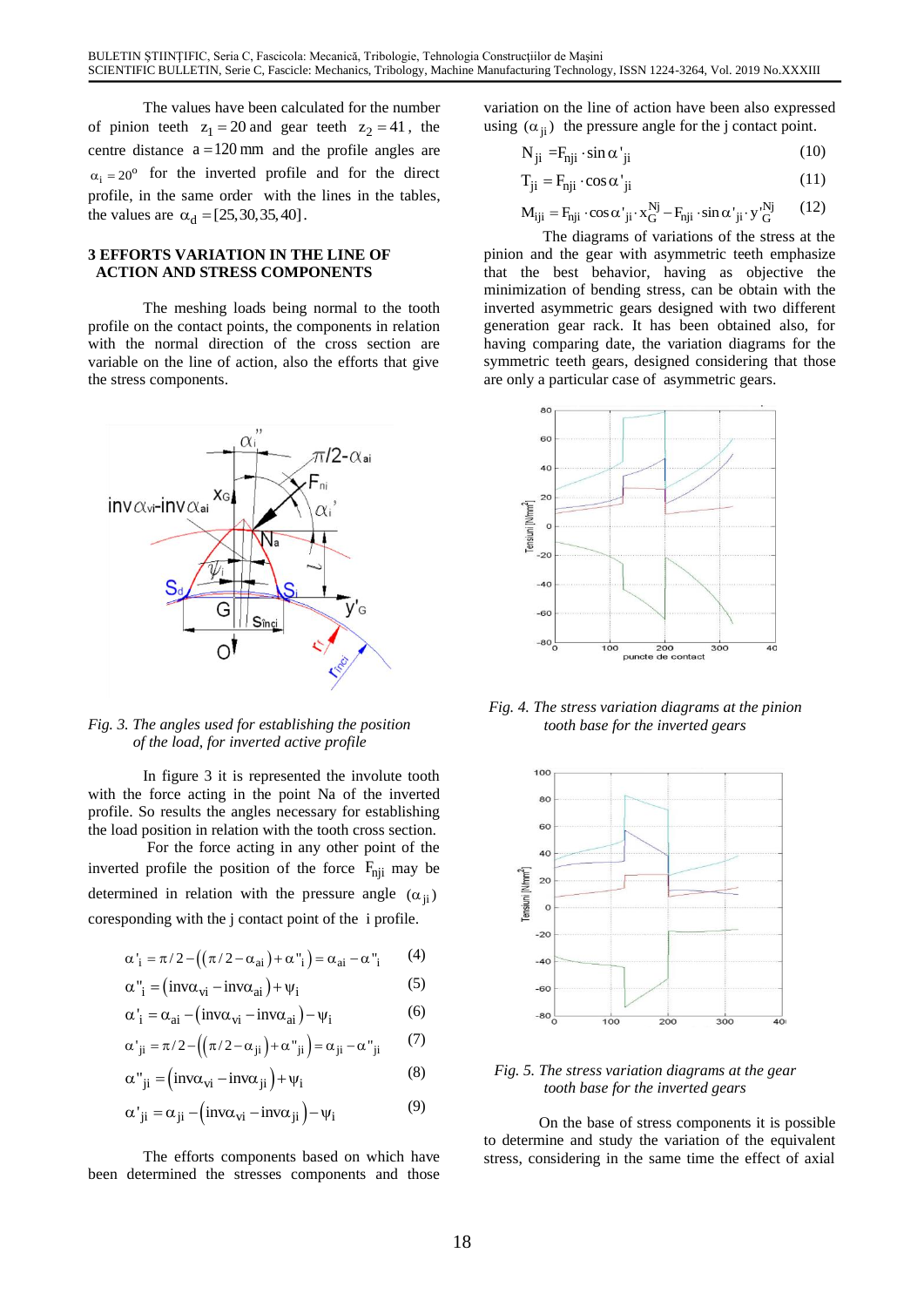The values have been calculated for the number of pinion teeth $z_1 = 20$ and gear teeth $z_2 = 41$, the centre distance $a = 120$ mm and the profile angles are $\alpha_i = 20^o$ for the inverted profile and for the direct profile, in the same order with the lines in the tables, the values are $\alpha_d = [25, 30, 35, 40]$.

## 3 EFFORTS VARIATION IN THE LINE OF ACTION AND STRESS COMPONENTS

The meshing loads being normal to the tooth profile on the contact points, the components in relation with the normal direction of the cross section are variable on the line of action, also the efforts that give the stress components.

*Fig. 3. The angles used for establishing the position of the load, for inverted active profile*

In figure 3 it is represented the involute tooth with the force acting in the point Na of the inverted profile. So results the angles necessary for establishing the load position in relation with the tooth cross section.

For the force acting in any other point of the inverted profile the position of the force $F_{nji}$ may be determined in relation with the pressure angle $(\alpha_{ji})$ coresponding with the j contact point of the i profile.

$$\alpha'_i = \pi/2 - \left(\left(\pi/2 - \alpha_{ai}\right) + \alpha''_i\right) = \alpha_{ai} - \alpha''_i \tag{4}$$

$$\alpha''_i = \left(\text{inv}\alpha_{vi} - \text{inv}\alpha_{ai}\right) + \psi_i \tag{5}$$

$$\alpha'_i = \alpha_{ai} - \left(\text{inv}\alpha_{vi} - \text{inv}\alpha_{ai}\right) - \psi_i \tag{6}$$

$$\alpha'_{ji} = \pi/2 - \left(\left(\pi/2 - \alpha_{ji}\right) + \alpha''_{ji}\right) = \alpha_{ji} - \alpha''_{ji} \tag{7}$$

$$\alpha''_{ji} = \left(\text{inv}\alpha_{vi} - \text{inv}\alpha_{ji}\right) + \psi_i \tag{8}$$

$$\alpha'_{ji} = \alpha_{ji} - \left(\text{inv}\alpha_{vi} - \text{inv}\alpha_{ji}\right) - \psi_i \tag{9}$$

The efforts components based on which have been determined the stresses components and those variation on the line of action have been also expressed using $(\alpha_{ji})$ the pressure angle for the j contact point.

$$N_{ji} = F_{nji} \cdot \sin\alpha'_{ji} \tag{10}$$

$$T_{ji} = F_{nji} \cdot \cos\alpha'_{ji} \tag{11}$$

$$M_{iji} = F_{nji} \cdot \cos\alpha'_{ji} \cdot x_G^{Nj} - F_{nji} \cdot \sin\alpha'_{ji} \cdot y'^{Nj}_G \tag{12}$$

The diagrams of variations of the stress at the pinion and the gear with asymmetric teeth emphasize that the best behavior, having as objective the minimization of bending stress, can be obtain with the inverted asymmetric gears designed with two different generation gear rack. It has been obtained also, for having comparing date, the variation diagrams for the symmetric teeth gears, designed considering that those are only a particular case of asymmetric gears.

*Fig. 4. The stress variation diagrams at the pinion tooth base for the inverted gears*

*Fig. 5. The stress variation diagrams at the gear tooth base for the inverted gears*

On the base of stress components it is possible to determine and study the variation of the equivalent stress, considering in the same time the effect of axial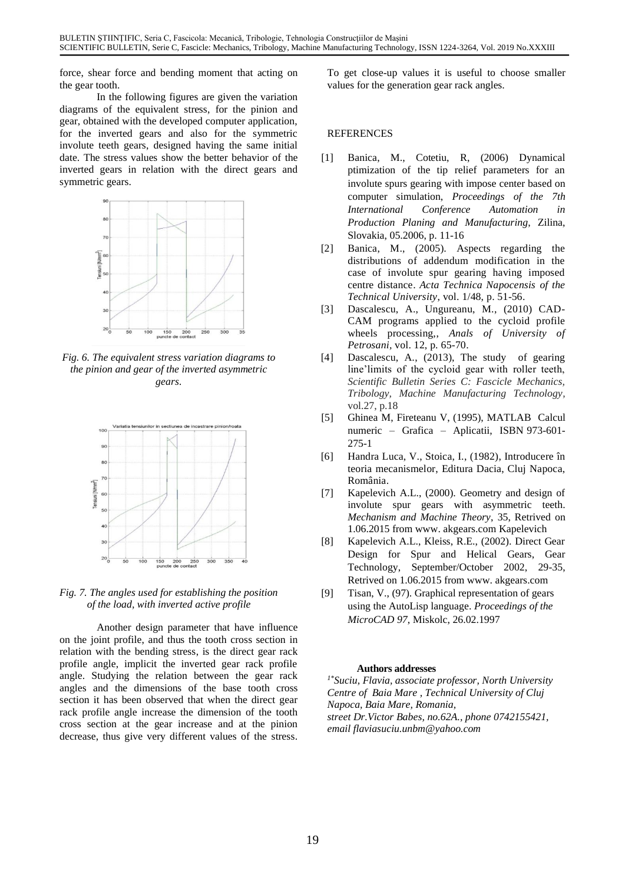force, shear force and bending moment that acting on the gear tooth.

In the following figures are given the variation diagrams of the equivalent stress, for the pinion and gear, obtained with the developed computer application, for the inverted gears and also for the symmetric involute teeth gears, designed having the same initial date. The stress values show the better behavior of the inverted gears in relation with the direct gears and symmetric gears.

Tensiuni [N/mm²]
puncte de contact

*Fig. 6. The equivalent stress variation diagrams to the pinion and gear of the inverted asymmetric gears.*

Variatia tensiunilor in sectiunea de incastrare pinion/roata
Tensiuni [N/mm²]
puncte de contact

*Fig. 7. The angles used for establishing the position of the load, with inverted active profile*

Another design parameter that have influence on the joint profile, and thus the tooth cross section in relation with the bending stress, is the direct gear rack profile angle, implicit the inverted gear rack profile angle. Studying the relation between the gear rack angles and the dimensions of the base tooth cross section it has been observed that when the direct gear rack profile angle increase the dimension of the tooth cross section at the gear increase and at the pinion decrease, thus give very different values of the stress. To get close-up values it is useful to choose smaller values for the generation gear rack angles.

## REFERENCES

[1] Banica, M., Cotetiu, R, (2006) Dynamical ptimization of the tip relief parameters for an involute spurs gearing with impose center based on computer simulation, *Proceedings of the 7th International Conference Automation in Production Planing and Manufacturing*, Zilina, Slovakia, 05.2006, p. 11-16

[2] Banica, M., (2005). Aspects regarding the distributions of addendum modification in the case of involute spur gearing having imposed centre distance. *Acta Technica Napocensis of the Technical University*, vol. 1/48, p. 51-56.

[3] Dascalescu, A., Ungureanu, M., (2010) CAD-CAM programs applied to the cycloid profile wheels processing,, *Anals of University of Petrosani*, vol. 12, p. 65-70.

[4] Dascalescu, A., (2013), The study of gearing line'limits of the cycloid gear with roller teeth, *Scientific Bulletin Series C: Fascicle Mechanics, Tribology, Machine Manufacturing Technology*, vol.27, p.18

[5] Ghinea M, Fireteanu V, (1995), MATLAB Calcul numeric – Grafica – Aplicatii, ISBN 973-601-275-1

[6] Handra Luca, V., Stoica, I., (1982), Introducere în teoria mecanismelor, Editura Dacia, Cluj Napoca, România.

[7] Kapelevich A.L., (2000). Geometry and design of involute spur gears with asymmetric teeth. *Mechanism and Machine Theory*, 35, Retrived on 1.06.2015 from www. akgears.com Kapelevich

[8] Kapelevich A.L., Kleiss, R.E., (2002). Direct Gear Design for Spur and Helical Gears, Gear Technology, September/October 2002, 29-35, Retrived on 1.06.2015 from www. akgears.com

[9] Tisan, V., (97). Graphical representation of gears using the AutoLisp language. *Proceedings of the MicroCAD 97*, Miskolc, 26.02.1997

**Authors addresses**

*[1*]Suciu, Flavia, associate professor, North University Centre of Baia Mare , Technical University of Cluj Napoca, Baia Mare, Romania, street Dr.Victor Babes, no.62A., phone 0742155421, email flaviasuciu.unbm@yahoo.com*